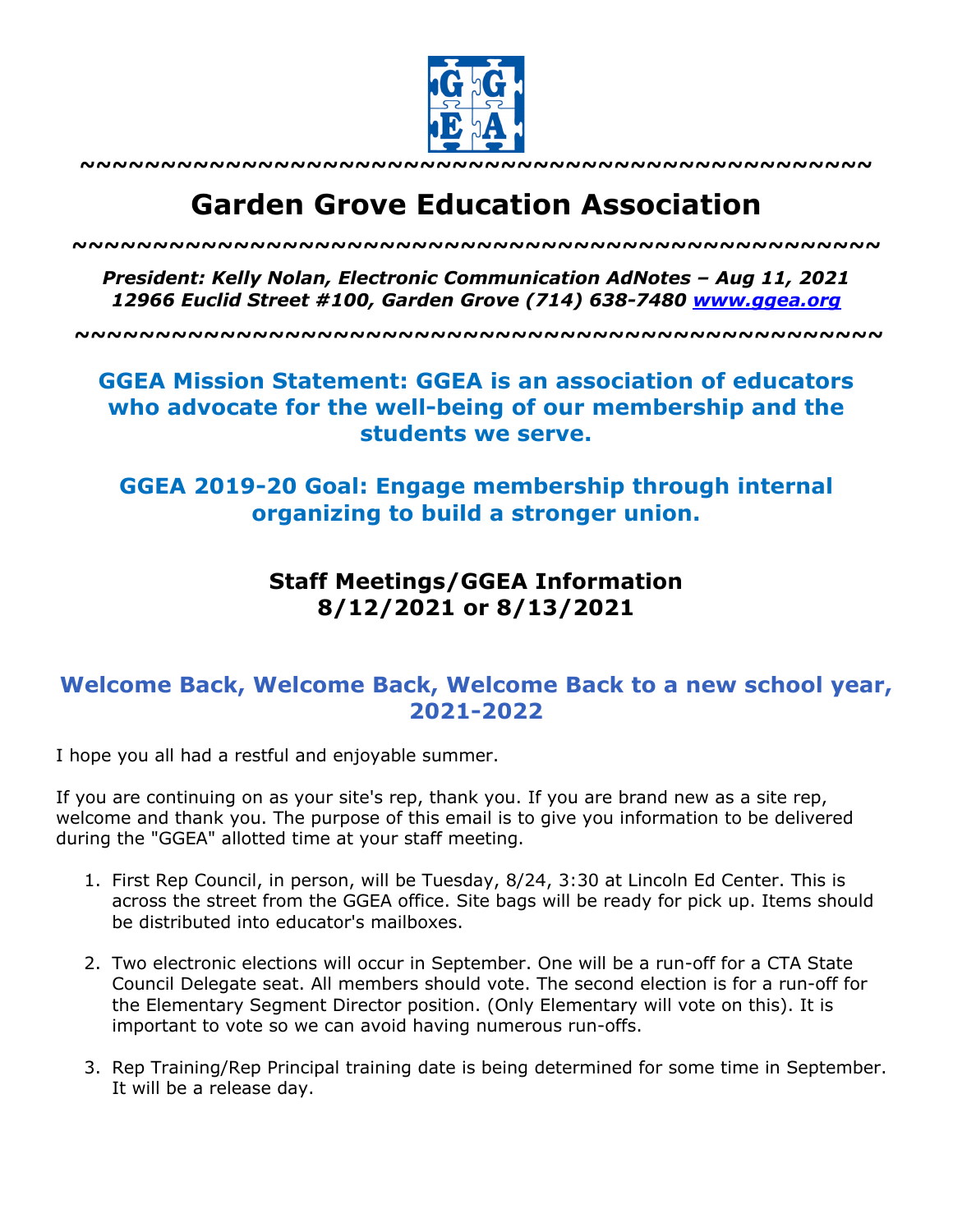# Garden Grove Education Association

*President: Kelly Nolan, Electronic Communication AdNotes – Aug 11, 2021*
*12966 Euclid Street #100, Garden Grove (714) 638-7480 [www.ggea.org](http://www.ggea.org)*

## GGEA Mission Statement: GGEA is an association of educators who advocate for the well-being of our membership and the students we serve.

## GGEA 2019-20 Goal: Engage membership through internal organizing to build a stronger union.

### Staff Meetings/GGEA Information
### 8/12/2021 or 8/13/2021

## Welcome Back, Welcome Back, Welcome Back to a new school year, 2021-2022

I hope you all had a restful and enjoyable summer.

If you are continuing on as your site's rep, thank you. If you are brand new as a site rep, welcome and thank you. The purpose of this email is to give you information to be delivered during the "GGEA" allotted time at your staff meeting.

1. First Rep Council, in person, will be Tuesday, 8/24, 3:30 at Lincoln Ed Center. This is across the street from the GGEA office. Site bags will be ready for pick up. Items should be distributed into educator's mailboxes.

2. Two electronic elections will occur in September. One will be a run-off for a CTA State Council Delegate seat. All members should vote. The second election is for a run-off for the Elementary Segment Director position. (Only Elementary will vote on this). It is important to vote so we can avoid having numerous run-offs.

3. Rep Training/Rep Principal training date is being determined for some time in September. It will be a release day.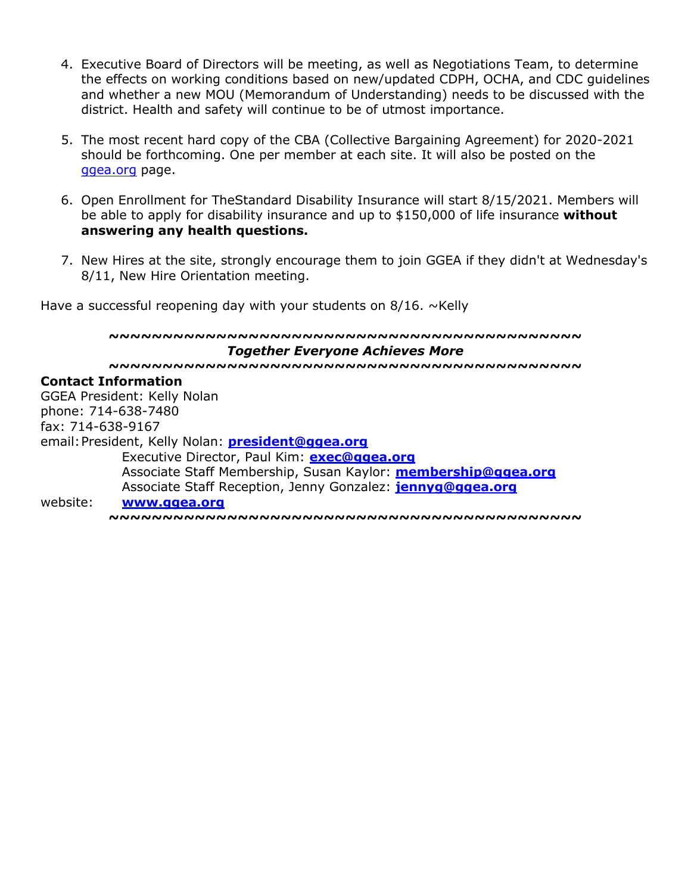4. Executive Board of Directors will be meeting, as well as Negotiations Team, to determine the effects on working conditions based on new/updated CDPH, OCHA, and CDC guidelines and whether a new MOU (Memorandum of Understanding) needs to be discussed with the district. Health and safety will continue to be of utmost importance.

5. The most recent hard copy of the CBA (Collective Bargaining Agreement) for 2020-2021 should be forthcoming. One per member at each site. It will also be posted on the [ggea.org](http://ggea.org) page.

6. Open Enrollment for TheStandard Disability Insurance will start 8/15/2021. Members will be able to apply for disability insurance and up to $150,000 of life insurance **without answering any health questions.**

7. New Hires at the site, strongly encourage them to join GGEA if they didn't at Wednesday's 8/11, New Hire Orientation meeting.

Have a successful reopening day with your students on 8/16. ~Kelly

**~~~~~~~~~~~~~~~~~~~~~~~~~~~~~~~~~~~~~~~~~~~~~~**

***Together Everyone Achieves More***

**~~~~~~~~~~~~~~~~~~~~~~~~~~~~~~~~~~~~~~~~~~~~~~**

**Contact Information**

GGEA President: Kelly Nolan
phone: 714-638-7480
fax: 714-638-9167
email: President, Kelly Nolan: **president@ggea.org**
Executive Director, Paul Kim: **exec@ggea.org**
Associate Staff Membership, Susan Kaylor: **membership@ggea.org**
Associate Staff Reception, Jenny Gonzalez: **jennyg@ggea.org**
website: **www.ggea.org**

**~~~~~~~~~~~~~~~~~~~~~~~~~~~~~~~~~~~~~~~~~~~~~~**